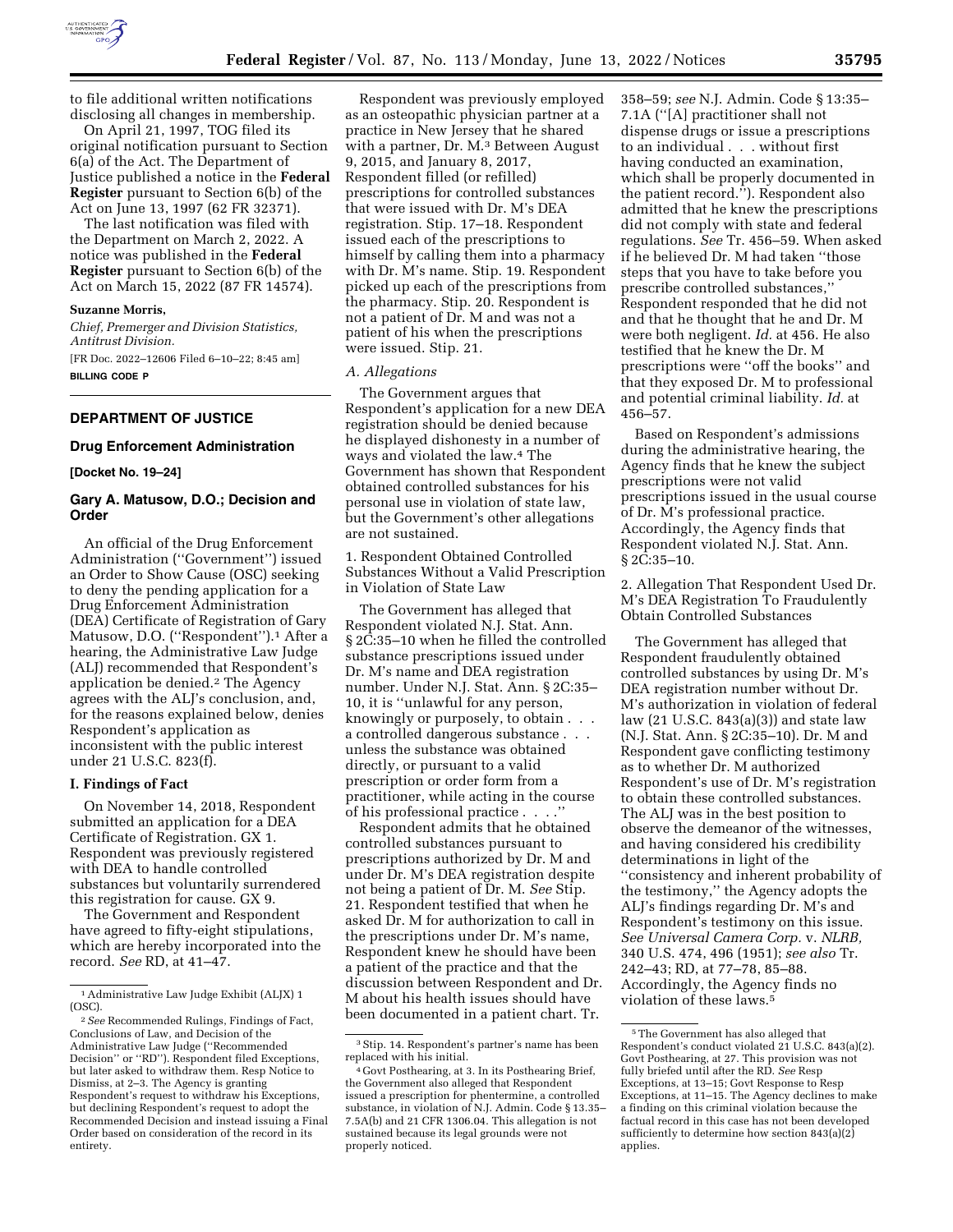to file additional written notifications disclosing all changes in membership.

On April 21, 1997, TOG filed its original notification pursuant to Section 6(a) of the Act. The Department of Justice published a notice in the **Federal Register** pursuant to Section 6(b) of the Act on June 13, 1997 (62 FR 32371).

The last notification was filed with the Department on March 2, 2022. A notice was published in the **Federal Register** pursuant to Section 6(b) of the Act on March 15, 2022 (87 FR 14574).

**Suzanne Morris,**

*Chief, Premerger and Division Statistics, Antitrust Division.*

[FR Doc. 2022–12606 Filed 6–10–22; 8:45 am]

**BILLING CODE P**

## DEPARTMENT OF JUSTICE

### Drug Enforcement Administration

**[Docket No. 19–24]**

### Gary A. Matusow, D.O.; Decision and Order

An official of the Drug Enforcement Administration (''Government'') issued an Order to Show Cause (OSC) seeking to deny the pending application for a Drug Enforcement Administration (DEA) Certificate of Registration of Gary Matusow, D.O. (''Respondent'').[1] After a hearing, the Administrative Law Judge (ALJ) recommended that Respondent's application be denied.[2] The Agency agrees with the ALJ's conclusion, and, for the reasons explained below, denies Respondent's application as inconsistent with the public interest under 21 U.S.C. 823(f).

#### I. Findings of Fact

On November 14, 2018, Respondent submitted an application for a DEA Certificate of Registration. GX 1. Respondent was previously registered with DEA to handle controlled substances but voluntarily surrendered this registration for cause. GX 9.

The Government and Respondent have agreed to fifty-eight stipulations, which are hereby incorporated into the record. *See* RD, at 41–47.

Respondent was previously employed as an osteopathic physician partner at a practice in New Jersey that he shared with a partner, Dr. M.[3] Between August 9, 2015, and January 8, 2017, Respondent filled (or refilled) prescriptions for controlled substances that were issued with Dr. M's DEA registration. Stip. 17–18. Respondent issued each of the prescriptions to himself by calling them into a pharmacy with Dr. M's name. Stip. 19. Respondent picked up each of the prescriptions from the pharmacy. Stip. 20. Respondent is not a patient of Dr. M and was not a patient of his when the prescriptions were issued. Stip. 21.

*A. Allegations*

The Government argues that Respondent's application for a new DEA registration should be denied because he displayed dishonesty in a number of ways and violated the law.[4] The Government has shown that Respondent obtained controlled substances for his personal use in violation of state law, but the Government's other allegations are not sustained.

1. Respondent Obtained Controlled Substances Without a Valid Prescription in Violation of State Law

The Government has alleged that Respondent violated N.J. Stat. Ann. § 2C:35–10 when he filled the controlled substance prescriptions issued under Dr. M's name and DEA registration number. Under N.J. Stat. Ann. § 2C:35–10, it is ''unlawful for any person, knowingly or purposely, to obtain . . . a controlled dangerous substance . . . unless the substance was obtained directly, or pursuant to a valid prescription or order form from a practitioner, while acting in the course of his professional practice . . . .''

Respondent admits that he obtained controlled substances pursuant to prescriptions authorized by Dr. M and under Dr. M's DEA registration despite not being a patient of Dr. M. *See* Stip. 21. Respondent testified that when he asked Dr. M for authorization to call in the prescriptions under Dr. M's name, Respondent knew he should have been a patient of the practice and that the discussion between Respondent and Dr. M about his health issues should have been documented in a patient chart. Tr. 358–59; *see* N.J. Admin. Code § 13:35–7.1A (''[A] practitioner shall not dispense drugs or issue a prescriptions to an individual . . . without first having conducted an examination, which shall be properly documented in the patient record.''). Respondent also admitted that he knew the prescriptions did not comply with state and federal regulations. *See* Tr. 456–59. When asked if he believed Dr. M had taken ''those steps that you have to take before you prescribe controlled substances,'' Respondent responded that he did not and that he thought that he and Dr. M were both negligent. *Id.* at 456. He also testified that he knew the Dr. M prescriptions were ''off the books'' and that they exposed Dr. M to professional and potential criminal liability. *Id.* at 456–57.

Based on Respondent's admissions during the administrative hearing, the Agency finds that he knew the subject prescriptions were not valid prescriptions issued in the usual course of Dr. M's professional practice. Accordingly, the Agency finds that Respondent violated N.J. Stat. Ann. § 2C:35–10.

2. Allegation That Respondent Used Dr. M's DEA Registration To Fraudulently Obtain Controlled Substances

The Government has alleged that Respondent fraudulently obtained controlled substances by using Dr. M's DEA registration number without Dr. M's authorization in violation of federal law (21 U.S.C. 843(a)(3)) and state law (N.J. Stat. Ann. § 2C:35–10). Dr. M and Respondent gave conflicting testimony as to whether Dr. M authorized Respondent's use of Dr. M's registration to obtain these controlled substances. The ALJ was in the best position to observe the demeanor of the witnesses, and having considered his credibility determinations in light of the ''consistency and inherent probability of the testimony,'' the Agency adopts the ALJ's findings regarding Dr. M's and Respondent's testimony on this issue. *See Universal Camera Corp.* v. *NLRB,* 340 U.S. 474, 496 (1951); *see also* Tr. 242–43; RD, at 77–78, 85–88. Accordingly, the Agency finds no violation of these laws.[5]

---

[1] Administrative Law Judge Exhibit (ALJX) 1 (OSC).

[2] *See* Recommended Rulings, Findings of Fact, Conclusions of Law, and Decision of the Administrative Law Judge (''Recommended Decision'' or ''RD''). Respondent filed Exceptions, but later asked to withdraw them. Resp Notice to Dismiss, at 2–3. The Agency is granting Respondent's request to withdraw his Exceptions, but declining Respondent's request to adopt the Recommended Decision and instead issuing a Final Order based on consideration of the record in its entirety.

[3] Stip. 14. Respondent's partner's name has been replaced with his initial.

[4] Govt Posthearing, at 3. In its Posthearing Brief, the Government also alleged that Respondent issued a prescription for phentermine, a controlled substance, in violation of N.J. Admin. Code § 13.35–7.5A(b) and 21 CFR 1306.04. This allegation is not sustained because its legal grounds were not properly noticed.

[5] The Government has also alleged that Respondent's conduct violated 21 U.S.C. 843(a)(2). Govt Posthearing, at 27. This provision was not fully briefed until after the RD. *See* Resp Exceptions, at 13–15; Govt Response to Resp Exceptions, at 11–15. The Agency declines to make a finding on this criminal violation because the factual record in this case has not been developed sufficiently to determine how section 843(a)(2) applies.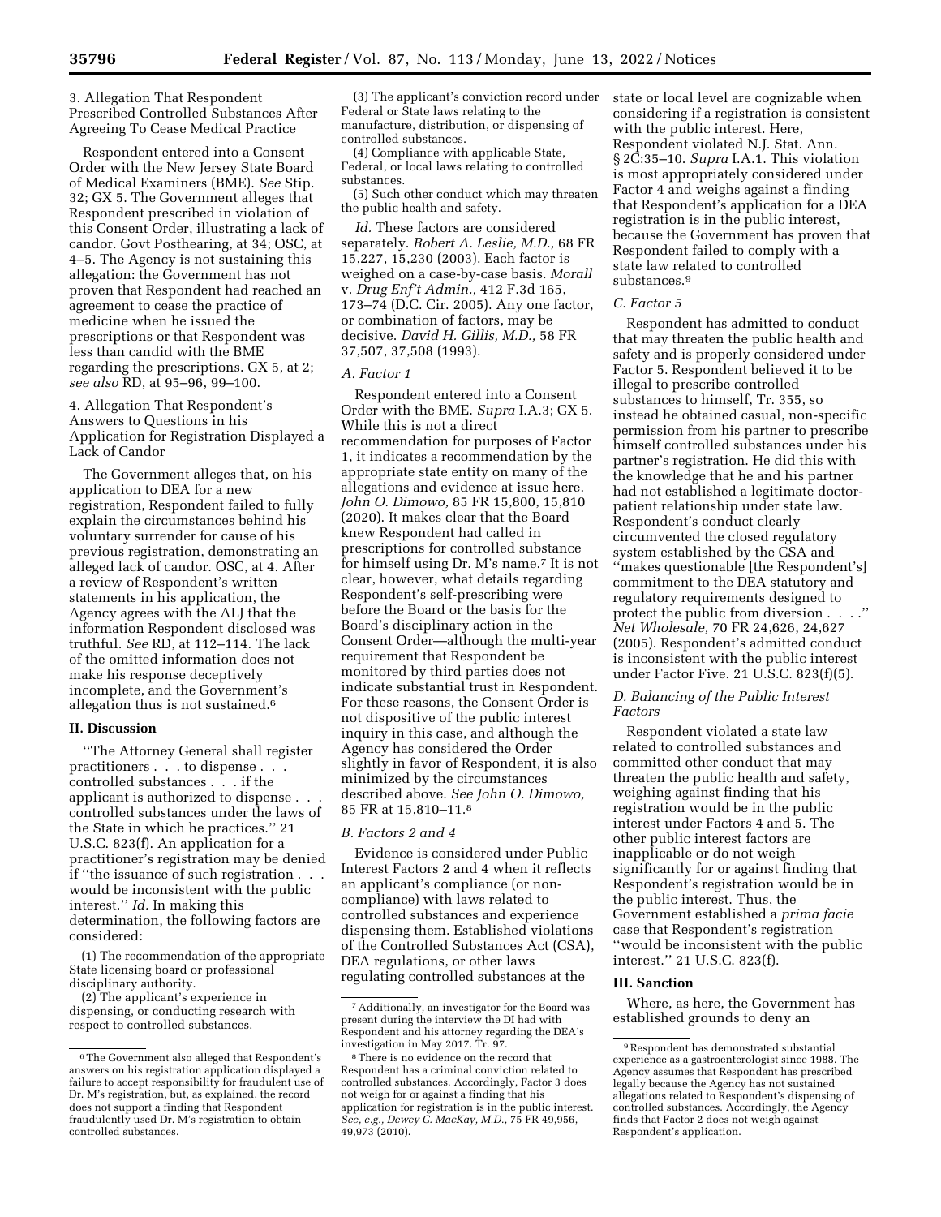3. Allegation That Respondent Prescribed Controlled Substances After Agreeing To Cease Medical Practice

Respondent entered into a Consent Order with the New Jersey State Board of Medical Examiners (BME). *See* Stip. 32; GX 5. The Government alleges that Respondent prescribed in violation of this Consent Order, illustrating a lack of candor. Govt Posthearing, at 34; OSC, at 4–5. The Agency is not sustaining this allegation: the Government has not proven that Respondent had reached an agreement to cease the practice of medicine when he issued the prescriptions or that Respondent was less than candid with the BME regarding the prescriptions. GX 5, at 2; *see also* RD, at 95–96, 99–100.

4. Allegation That Respondent's Answers to Questions in his Application for Registration Displayed a Lack of Candor

The Government alleges that, on his application to DEA for a new registration, Respondent failed to fully explain the circumstances behind his voluntary surrender for cause of his previous registration, demonstrating an alleged lack of candor. OSC, at 4. After a review of Respondent's written statements in his application, the Agency agrees with the ALJ that the information Respondent disclosed was truthful. *See* RD, at 112–114. The lack of the omitted information does not make his response deceptively incomplete, and the Government's allegation thus is not sustained.[6]

## II. Discussion

''The Attorney General shall register practitioners . . . to dispense . . . controlled substances . . . if the applicant is authorized to dispense . . . controlled substances under the laws of the State in which he practices.'' 21 U.S.C. 823(f). An application for a practitioner's registration may be denied if ''the issuance of such registration . . . would be inconsistent with the public interest.'' *Id.* In making this determination, the following factors are considered:

(1) The recommendation of the appropriate State licensing board or professional disciplinary authority.

(2) The applicant's experience in dispensing, or conducting research with respect to controlled substances.

(3) The applicant's conviction record under Federal or State laws relating to the manufacture, distribution, or dispensing of controlled substances.

(4) Compliance with applicable State, Federal, or local laws relating to controlled substances.

(5) Such other conduct which may threaten the public health and safety.

*Id.* These factors are considered separately. *Robert A. Leslie, M.D.,* 68 FR 15,227, 15,230 (2003). Each factor is weighed on a case-by-case basis. *Morall* v. *Drug Enf't Admin.,* 412 F.3d 165, 173–74 (D.C. Cir. 2005). Any one factor, or combination of factors, may be decisive. *David H. Gillis, M.D.,* 58 FR 37,507, 37,508 (1993).

### A. Factor 1

Respondent entered into a Consent Order with the BME. *Supra* I.A.3; GX 5. While this is not a direct recommendation for purposes of Factor 1, it indicates a recommendation by the appropriate state entity on many of the allegations and evidence at issue here. *John O. Dimowo,* 85 FR 15,800, 15,810 (2020). It makes clear that the Board knew Respondent had called in prescriptions for controlled substance for himself using Dr. M's name.[7] It is not clear, however, what details regarding Respondent's self-prescribing were before the Board or the basis for the Board's disciplinary action in the Consent Order—although the multi-year requirement that Respondent be monitored by third parties does not indicate substantial trust in Respondent. For these reasons, the Consent Order is not dispositive of the public interest inquiry in this case, and although the Agency has considered the Order slightly in favor of Respondent, it is also minimized by the circumstances described above. *See John O. Dimowo,* 85 FR at 15,810–11.[8]

### B. Factors 2 and 4

Evidence is considered under Public Interest Factors 2 and 4 when it reflects an applicant's compliance (or non-compliance) with laws related to controlled substances and experience dispensing them. Established violations of the Controlled Substances Act (CSA), DEA regulations, or other laws regulating controlled substances at the state or local level are cognizable when considering if a registration is consistent with the public interest. Here, Respondent violated N.J. Stat. Ann. § 2C:35–10. *Supra* I.A.1. This violation is most appropriately considered under Factor 4 and weighs against a finding that Respondent's application for a DEA registration is in the public interest, because the Government has proven that Respondent failed to comply with a state law related to controlled substances.[9]

### C. Factor 5

Respondent has admitted to conduct that may threaten the public health and safety and is properly considered under Factor 5. Respondent believed it to be illegal to prescribe controlled substances to himself, Tr. 355, so instead he obtained casual, non-specific permission from his partner to prescribe himself controlled substances under his partner's registration. He did this with the knowledge that he and his partner had not established a legitimate doctor-patient relationship under state law. Respondent's conduct clearly circumvented the closed regulatory system established by the CSA and ''makes questionable [the Respondent's] commitment to the DEA statutory and regulatory requirements designed to protect the public from diversion . . . .'' *Net Wholesale,* 70 FR 24,626, 24,627 (2005). Respondent's admitted conduct is inconsistent with the public interest under Factor Five. 21 U.S.C. 823(f)(5).

### D. Balancing of the Public Interest Factors

Respondent violated a state law related to controlled substances and committed other conduct that may threaten the public health and safety, weighing against finding that his registration would be in the public interest under Factors 4 and 5. The other public interest factors are inapplicable or do not weigh significantly for or against finding that Respondent's registration would be in the public interest. Thus, the Government established a *prima facie* case that Respondent's registration ''would be inconsistent with the public interest.'' 21 U.S.C. 823(f).

## III. Sanction

Where, as here, the Government has established grounds to deny an

---

[6] The Government also alleged that Respondent's answers on his registration application displayed a failure to accept responsibility for fraudulent use of Dr. M's registration, but, as explained, the record does not support a finding that Respondent fraudulently used Dr. M's registration to obtain controlled substances.

[7] Additionally, an investigator for the Board was present during the interview the DI had with Respondent and his attorney regarding the DEA's investigation in May 2017. Tr. 97.

[8] There is no evidence on the record that Respondent has a criminal conviction related to controlled substances. Accordingly, Factor 3 does not weigh for or against a finding that his application for registration is in the public interest. *See, e.g., Dewey C. MacKay, M.D.,* 75 FR 49,956, 49,973 (2010).

[9] Respondent has demonstrated substantial experience as a gastroenterologist since 1988. The Agency assumes that Respondent has prescribed legally because the Agency has not sustained allegations related to Respondent's dispensing of controlled substances. Accordingly, the Agency finds that Factor 2 does not weigh against Respondent's application.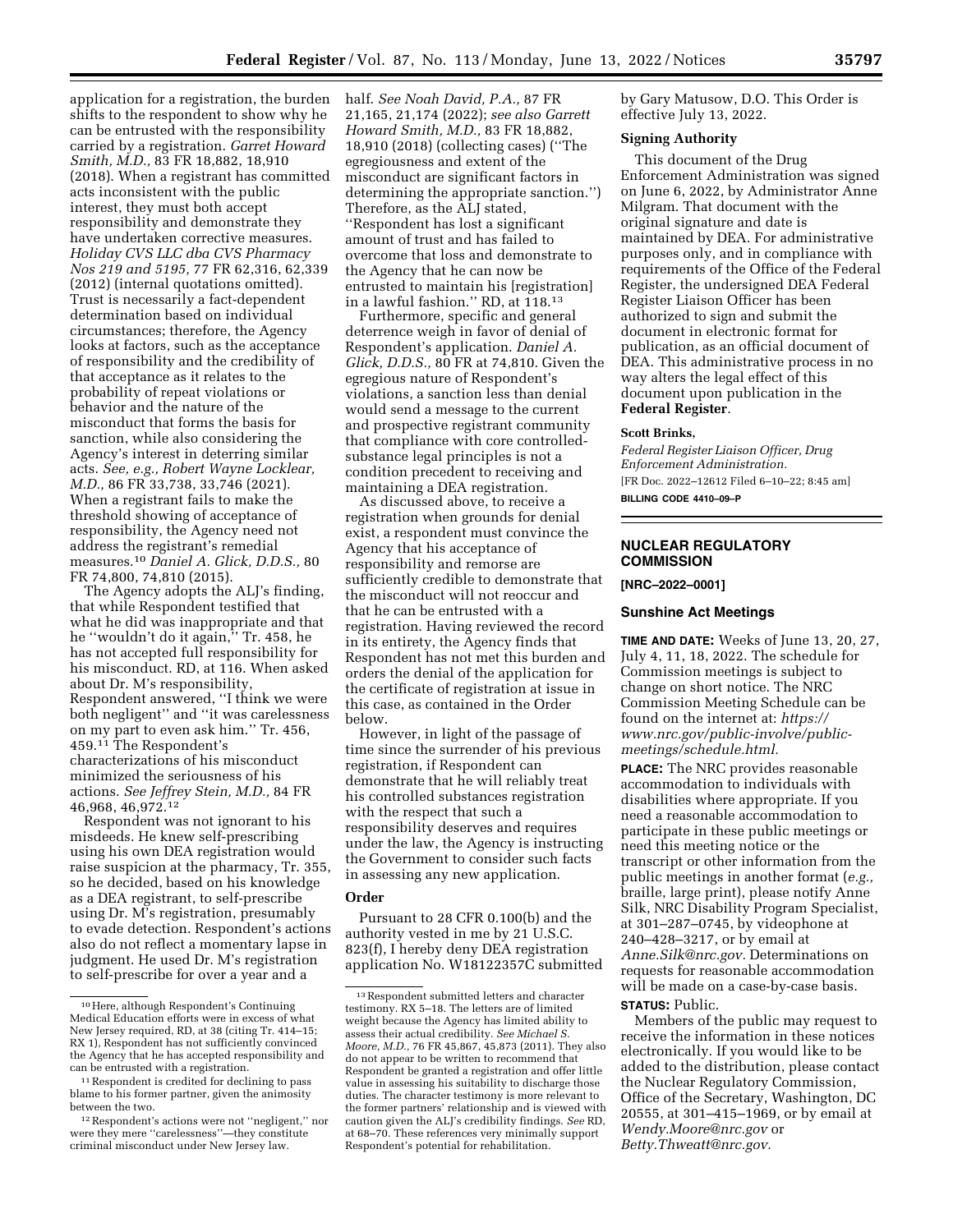application for a registration, the burden shifts to the respondent to show why he can be entrusted with the responsibility carried by a registration. *Garret Howard Smith, M.D.,* 83 FR 18,882, 18,910 (2018). When a registrant has committed acts inconsistent with the public interest, they must both accept responsibility and demonstrate they have undertaken corrective measures. *Holiday CVS LLC dba CVS Pharmacy Nos 219 and 5195,* 77 FR 62,316, 62,339 (2012) (internal quotations omitted). Trust is necessarily a fact-dependent determination based on individual circumstances; therefore, the Agency looks at factors, such as the acceptance of responsibility and the credibility of that acceptance as it relates to the probability of repeat violations or behavior and the nature of the misconduct that forms the basis for sanction, while also considering the Agency's interest in deterring similar acts. *See, e.g., Robert Wayne Locklear, M.D.,* 86 FR 33,738, 33,746 (2021). When a registrant fails to make the threshold showing of acceptance of responsibility, the Agency need not address the registrant's remedial measures.[10] *Daniel A. Glick, D.D.S.,* 80 FR 74,800, 74,810 (2015).

The Agency adopts the ALJ's finding, that while Respondent testified that what he did was inappropriate and that he "wouldn't do it again," Tr. 458, he has not accepted full responsibility for his misconduct. RD, at 116. When asked about Dr. M's responsibility, Respondent answered, "I think we were both negligent" and "it was carelessness on my part to even ask him." Tr. 456, 459.[11] The Respondent's characterizations of his misconduct minimized the seriousness of his actions. *See Jeffrey Stein, M.D.,* 84 FR 46,968, 46,972.[12]

Respondent was not ignorant to his misdeeds. He knew self-prescribing using his own DEA registration would raise suspicion at the pharmacy, Tr. 355, so he decided, based on his knowledge as a DEA registrant, to self-prescribe using Dr. M's registration, presumably to evade detection. Respondent's actions also do not reflect a momentary lapse in judgment. He used Dr. M's registration to self-prescribe for over a year and a half. *See Noah David, P.A.,* 87 FR 21,165, 21,174 (2022); *see also Garrett Howard Smith, M.D.,* 83 FR 18,882, 18,910 (2018) (collecting cases) ("The egregiousness and extent of the misconduct are significant factors in determining the appropriate sanction.") Therefore, as the ALJ stated, "Respondent has lost a significant amount of trust and has failed to overcome that loss and demonstrate to the Agency that he can now be entrusted to maintain his [registration] in a lawful fashion." RD, at 118.[13]

Furthermore, specific and general deterrence weigh in favor of denial of Respondent's application. *Daniel A. Glick, D.D.S.,* 80 FR at 74,810. Given the egregious nature of Respondent's violations, a sanction less than denial would send a message to the current and prospective registrant community that compliance with core controlled-substance legal principles is not a condition precedent to receiving and maintaining a DEA registration.

As discussed above, to receive a registration when grounds for denial exist, a respondent must convince the Agency that his acceptance of responsibility and remorse are sufficiently credible to demonstrate that the misconduct will not reoccur and that he can be entrusted with a registration. Having reviewed the record in its entirety, the Agency finds that Respondent has not met this burden and orders the denial of the application for the certificate of registration at issue in this case, as contained in the Order below.

However, in light of the passage of time since the surrender of his previous registration, if Respondent can demonstrate that he will reliably treat his controlled substances registration with the respect that such a responsibility deserves and requires under the law, the Agency is instructing the Government to consider such facts in assessing any new application.

## Order

Pursuant to 28 CFR 0.100(b) and the authority vested in me by 21 U.S.C. 823(f), I hereby deny DEA registration application No. W18122357C submitted by Gary Matusow, D.O. This Order is effective July 13, 2022.

### Signing Authority

This document of the Drug Enforcement Administration was signed on June 6, 2022, by Administrator Anne Milgram. That document with the original signature and date is maintained by DEA. For administrative purposes only, and in compliance with requirements of the Office of the Federal Register, the undersigned DEA Federal Register Liaison Officer has been authorized to sign and submit the document in electronic format for publication, as an official document of DEA. This administrative process in no way alters the legal effect of this document upon publication in the **Federal Register**.

**Scott Brinks,**

*Federal Register Liaison Officer, Drug Enforcement Administration.*

[FR Doc. 2022–12612 Filed 6–10–22; 8:45 am]

**BILLING CODE 4410–09–P**

---

[10] Here, although Respondent's Continuing Medical Education efforts were in excess of what New Jersey required, RD, at 38 (citing Tr. 414–15; RX 1), Respondent has not sufficiently convinced the Agency that he has accepted responsibility and can be entrusted with a registration.

[11] Respondent is credited for declining to pass blame to his former partner, given the animosity between the two.

[12] Respondent's actions were not "negligent," nor were they mere "carelessness"—they constitute criminal misconduct under New Jersey law.

[13] Respondent submitted letters and character testimony. RX 5–18. The letters are of limited weight because the Agency has limited ability to assess their actual credibility. *See Michael S. Moore, M.D.,* 76 FR 45,867, 45,873 (2011). They also do not appear to be written to recommend that Respondent be granted a registration and offer little value in assessing his suitability to discharge those duties. The character testimony is more relevant to the former partners' relationship and is viewed with caution given the ALJ's credibility findings. *See* RD, at 68–70. These references very minimally support Respondent's potential for rehabilitation.

---

# NUCLEAR REGULATORY COMMISSION

**[NRC–2022–0001]**

## Sunshine Act Meetings

**TIME AND DATE:** Weeks of June 13, 20, 27, July 4, 11, 18, 2022. The schedule for Commission meetings is subject to change on short notice. The NRC Commission Meeting Schedule can be found on the internet at: *https://www.nrc.gov/public-involve/public-meetings/schedule.html.*

**PLACE:** The NRC provides reasonable accommodation to individuals with disabilities where appropriate. If you need a reasonable accommodation to participate in these public meetings or need this meeting notice or the transcript or other information from the public meetings in another format (*e.g.,* braille, large print), please notify Anne Silk, NRC Disability Program Specialist, at 301–287–0745, by videophone at 240–428–3217, or by email at *Anne.Silk@nrc.gov.* Determinations on requests for reasonable accommodation will be made on a case-by-case basis.

**STATUS:** Public.

Members of the public may request to receive the information in these notices electronically. If you would like to be added to the distribution, please contact the Nuclear Regulatory Commission, Office of the Secretary, Washington, DC 20555, at 301–415–1969, or by email at *Wendy.Moore@nrc.gov* or *Betty.Thweatt@nrc.gov.*